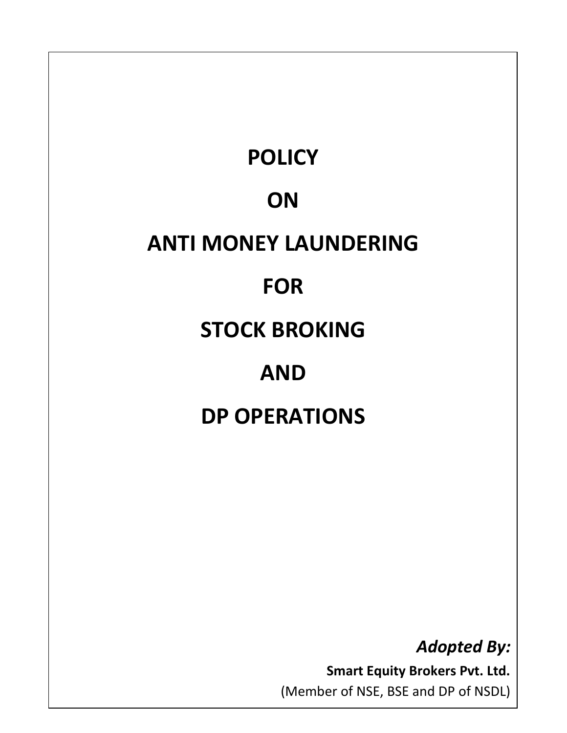# POLICY

# ON

# ANTI MONEY LAUNDERING

# FOR

# STOCK BROKING

# AND

# DP OPERATIONS

***Adopted By:***

**Smart Equity Brokers Pvt. Ltd.**

(Member of NSE, BSE and DP of NSDL)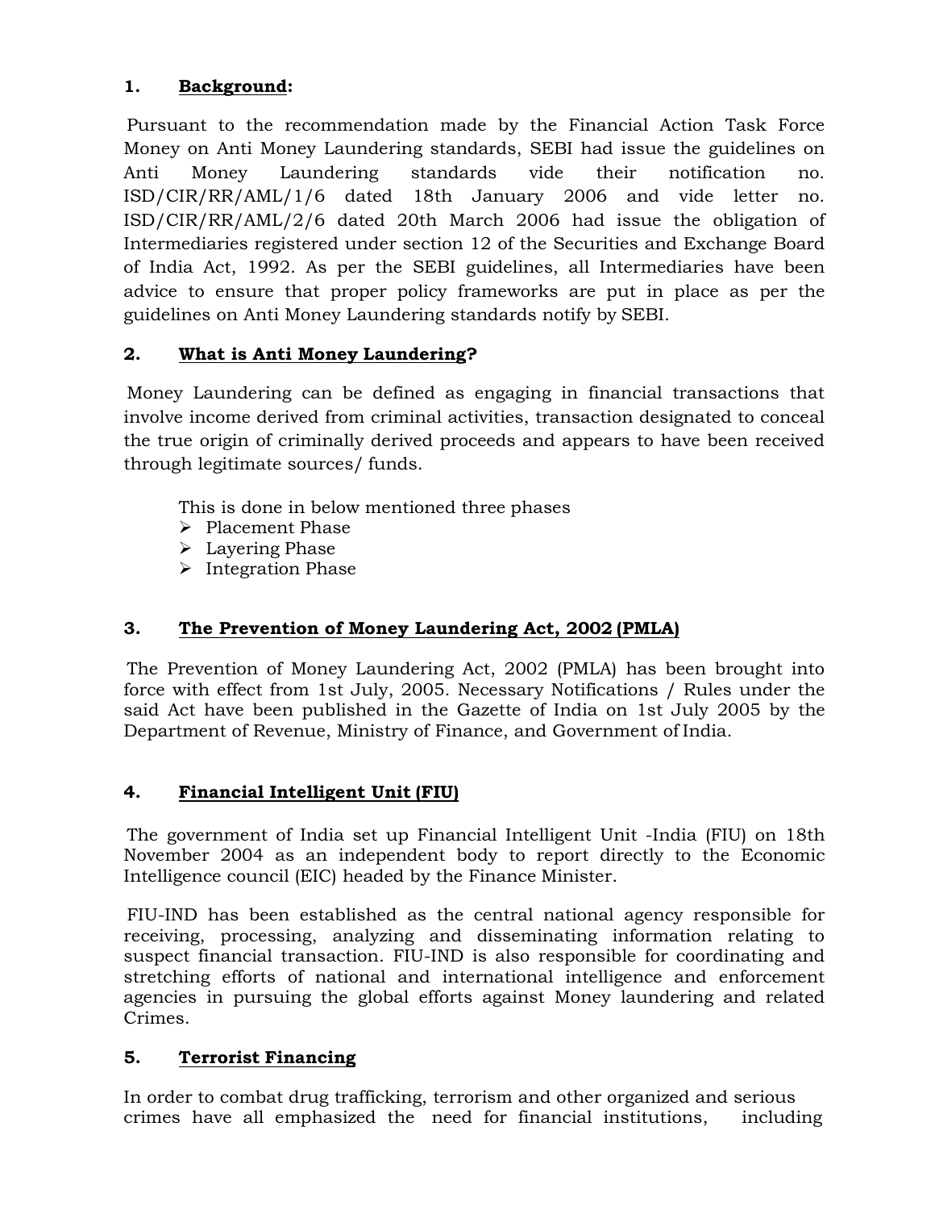## 1. Background:

Pursuant to the recommendation made by the Financial Action Task Force Money on Anti Money Laundering standards, SEBI had issue the guidelines on Anti Money Laundering standards vide their notification no. ISD/CIR/RR/AML/1/6 dated 18th January 2006 and vide letter no. ISD/CIR/RR/AML/2/6 dated 20th March 2006 had issue the obligation of Intermediaries registered under section 12 of the Securities and Exchange Board of India Act, 1992. As per the SEBI guidelines, all Intermediaries have been advice to ensure that proper policy frameworks are put in place as per the guidelines on Anti Money Laundering standards notify by SEBI.

## 2. What is Anti Money Laundering?

Money Laundering can be defined as engaging in financial transactions that involve income derived from criminal activities, transaction designated to conceal the true origin of criminally derived proceeds and appears to have been received through legitimate sources/ funds.

This is done in below mentioned three phases

- Placement Phase
- Layering Phase
- Integration Phase

## 3. The Prevention of Money Laundering Act, 2002 (PMLA)

The Prevention of Money Laundering Act, 2002 (PMLA) has been brought into force with effect from 1st July, 2005. Necessary Notifications / Rules under the said Act have been published in the Gazette of India on 1st July 2005 by the Department of Revenue, Ministry of Finance, and Government of India.

## 4. Financial Intelligent Unit (FIU)

The government of India set up Financial Intelligent Unit -India (FIU) on 18th November 2004 as an independent body to report directly to the Economic Intelligence council (EIC) headed by the Finance Minister.

FIU-IND has been established as the central national agency responsible for receiving, processing, analyzing and disseminating information relating to suspect financial transaction. FIU-IND is also responsible for coordinating and stretching efforts of national and international intelligence and enforcement agencies in pursuing the global efforts against Money laundering and related Crimes.

## 5. Terrorist Financing

In order to combat drug trafficking, terrorism and other organized and serious crimes have all emphasized the need for financial institutions, including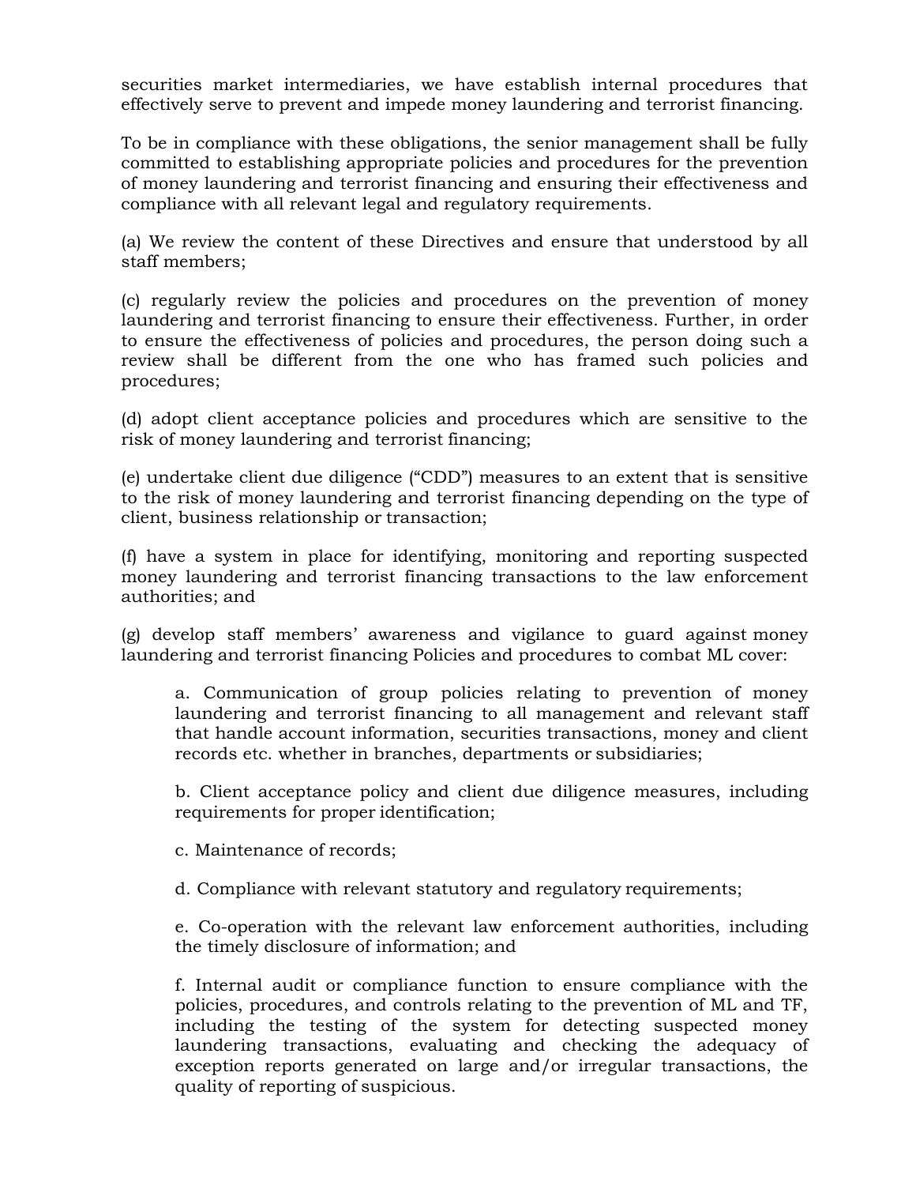securities market intermediaries, we have establish internal procedures that effectively serve to prevent and impede money laundering and terrorist financing.

To be in compliance with these obligations, the senior management shall be fully committed to establishing appropriate policies and procedures for the prevention of money laundering and terrorist financing and ensuring their effectiveness and compliance with all relevant legal and regulatory requirements.

(a) We review the content of these Directives and ensure that understood by all staff members;

(c) regularly review the policies and procedures on the prevention of money laundering and terrorist financing to ensure their effectiveness. Further, in order to ensure the effectiveness of policies and procedures, the person doing such a review shall be different from the one who has framed such policies and procedures;

(d) adopt client acceptance policies and procedures which are sensitive to the risk of money laundering and terrorist financing;

(e) undertake client due diligence ("CDD") measures to an extent that is sensitive to the risk of money laundering and terrorist financing depending on the type of client, business relationship or transaction;

(f) have a system in place for identifying, monitoring and reporting suspected money laundering and terrorist financing transactions to the law enforcement authorities; and

(g) develop staff members' awareness and vigilance to guard against money laundering and terrorist financing Policies and procedures to combat ML cover:

> a. Communication of group policies relating to prevention of money laundering and terrorist financing to all management and relevant staff that handle account information, securities transactions, money and client records etc. whether in branches, departments or subsidiaries;
>
> b. Client acceptance policy and client due diligence measures, including requirements for proper identification;
>
> c. Maintenance of records;
>
> d. Compliance with relevant statutory and regulatory requirements;
>
> e. Co-operation with the relevant law enforcement authorities, including the timely disclosure of information; and
>
> f. Internal audit or compliance function to ensure compliance with the policies, procedures, and controls relating to the prevention of ML and TF, including the testing of the system for detecting suspected money laundering transactions, evaluating and checking the adequacy of exception reports generated on large and/or irregular transactions, the quality of reporting of suspicious.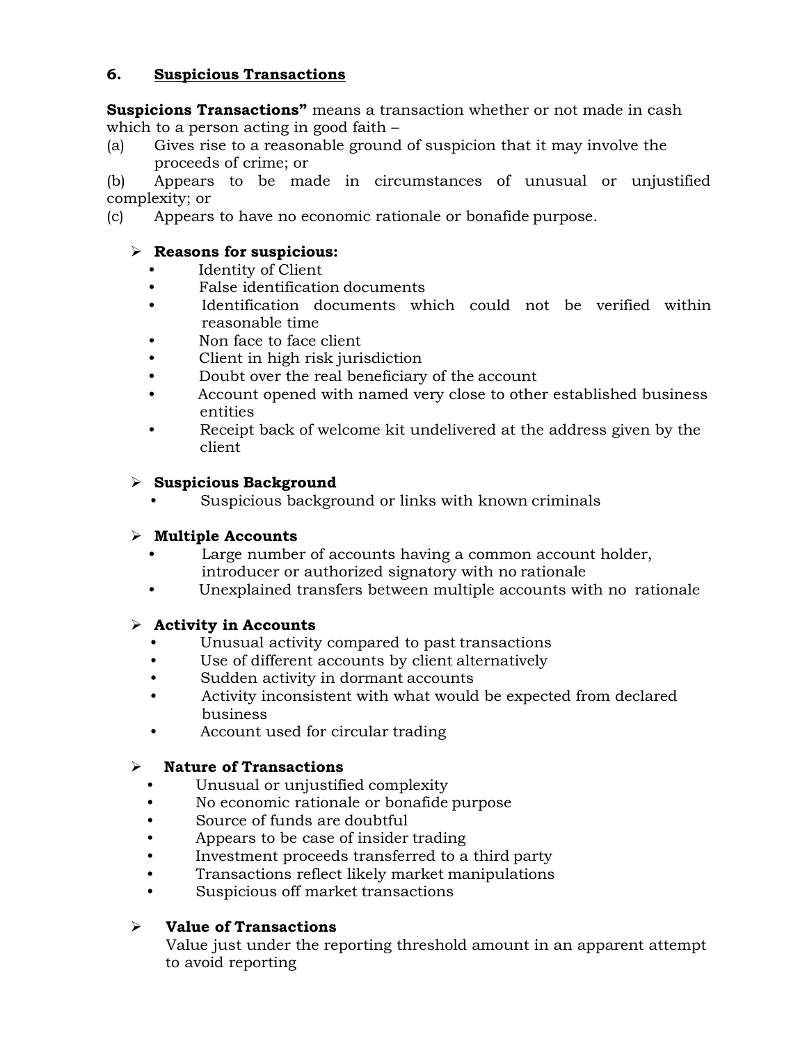## 6. Suspicious Transactions

**Suspicions Transactions"** means a transaction whether or not made in cash which to a person acting in good faith –

(a) Gives rise to a reasonable ground of suspicion that it may involve the proceeds of crime; or

(b) Appears to be made in circumstances of unusual or unjustified complexity; or

(c) Appears to have no economic rationale or bonafide purpose.

- **Reasons for suspicious:**
  - Identity of Client
  - False identification documents
  - Identification documents which could not be verified within reasonable time
  - Non face to face client
  - Client in high risk jurisdiction
  - Doubt over the real beneficiary of the account
  - Account opened with named very close to other established business entities
  - Receipt back of welcome kit undelivered at the address given by the client

- **Suspicious Background**
  - Suspicious background or links with known criminals

- **Multiple Accounts**
  - Large number of accounts having a common account holder, introducer or authorized signatory with no rationale
  - Unexplained transfers between multiple accounts with no rationale

- **Activity in Accounts**
  - Unusual activity compared to past transactions
  - Use of different accounts by client alternatively
  - Sudden activity in dormant accounts
  - Activity inconsistent with what would be expected from declared business
  - Account used for circular trading

- **Nature of Transactions**
  - Unusual or unjustified complexity
  - No economic rationale or bonafide purpose
  - Source of funds are doubtful
  - Appears to be case of insider trading
  - Investment proceeds transferred to a third party
  - Transactions reflect likely market manipulations
  - Suspicious off market transactions

- **Value of Transactions**

  Value just under the reporting threshold amount in an apparent attempt to avoid reporting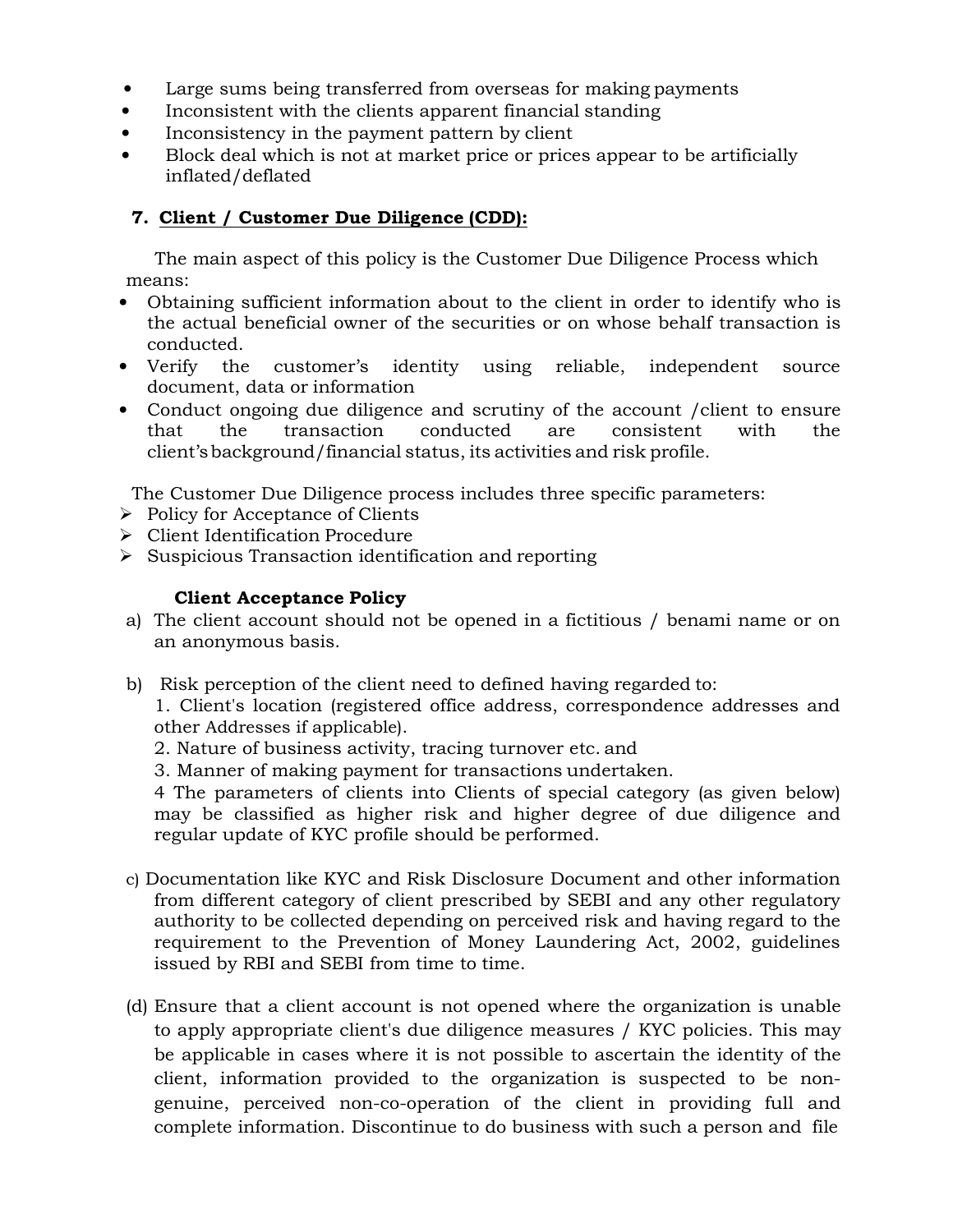- Large sums being transferred from overseas for making payments
- Inconsistent with the clients apparent financial standing
- Inconsistency in the payment pattern by client
- Block deal which is not at market price or prices appear to be artificially inflated/deflated

## 7. Client / Customer Due Diligence (CDD):

The main aspect of this policy is the Customer Due Diligence Process which means:

- Obtaining sufficient information about to the client in order to identify who is the actual beneficial owner of the securities or on whose behalf transaction is conducted.
- Verify the customer's identity using reliable, independent source document, data or information
- Conduct ongoing due diligence and scrutiny of the account /client to ensure that the transaction conducted are consistent with the client's background/financial status, its activities and risk profile.

The Customer Due Diligence process includes three specific parameters:

- Policy for Acceptance of Clients
- Client Identification Procedure
- Suspicious Transaction identification and reporting

**Client Acceptance Policy**

a) The client account should not be opened in a fictitious / benami name or on an anonymous basis.

b) Risk perception of the client need to defined having regarded to:
   1. Client's location (registered office address, correspondence addresses and other Addresses if applicable).
   2. Nature of business activity, tracing turnover etc. and
   3. Manner of making payment for transactions undertaken.
   4 The parameters of clients into Clients of special category (as given below) may be classified as higher risk and higher degree of due diligence and regular update of KYC profile should be performed.

c) Documentation like KYC and Risk Disclosure Document and other information from different category of client prescribed by SEBI and any other regulatory authority to be collected depending on perceived risk and having regard to the requirement to the Prevention of Money Laundering Act, 2002, guidelines issued by RBI and SEBI from time to time.

(d) Ensure that a client account is not opened where the organization is unable to apply appropriate client's due diligence measures / KYC policies. This may be applicable in cases where it is not possible to ascertain the identity of the client, information provided to the organization is suspected to be non-genuine, perceived non-co-operation of the client in providing full and complete information. Discontinue to do business with such a person and file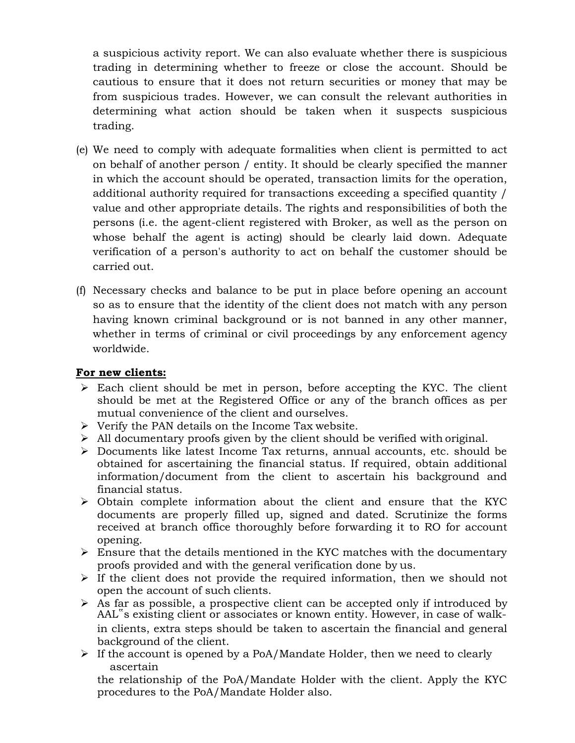a suspicious activity report. We can also evaluate whether there is suspicious trading in determining whether to freeze or close the account. Should be cautious to ensure that it does not return securities or money that may be from suspicious trades. However, we can consult the relevant authorities in determining what action should be taken when it suspects suspicious trading.

(e) We need to comply with adequate formalities when client is permitted to act on behalf of another person / entity. It should be clearly specified the manner in which the account should be operated, transaction limits for the operation, additional authority required for transactions exceeding a specified quantity / value and other appropriate details. The rights and responsibilities of both the persons (i.e. the agent-client registered with Broker, as well as the person on whose behalf the agent is acting) should be clearly laid down. Adequate verification of a person's authority to act on behalf the customer should be carried out.

(f) Necessary checks and balance to be put in place before opening an account so as to ensure that the identity of the client does not match with any person having known criminal background or is not banned in any other manner, whether in terms of criminal or civil proceedings by any enforcement agency worldwide.

**For new clients:**

- Each client should be met in person, before accepting the KYC. The client should be met at the Registered Office or any of the branch offices as per mutual convenience of the client and ourselves.
- Verify the PAN details on the Income Tax website.
- All documentary proofs given by the client should be verified with original.
- Documents like latest Income Tax returns, annual accounts, etc. should be obtained for ascertaining the financial status. If required, obtain additional information/document from the client to ascertain his background and financial status.
- Obtain complete information about the client and ensure that the KYC documents are properly filled up, signed and dated. Scrutinize the forms received at branch office thoroughly before forwarding it to RO for account opening.
- Ensure that the details mentioned in the KYC matches with the documentary proofs provided and with the general verification done by us.
- If the client does not provide the required information, then we should not open the account of such clients.
- As far as possible, a prospective client can be accepted only if introduced by AAL"s existing client or associates or known entity. However, in case of walk-in clients, extra steps should be taken to ascertain the financial and general background of the client.
- If the account is opened by a PoA/Mandate Holder, then we need to clearly ascertain the relationship of the PoA/Mandate Holder with the client. Apply the KYC procedures to the PoA/Mandate Holder also.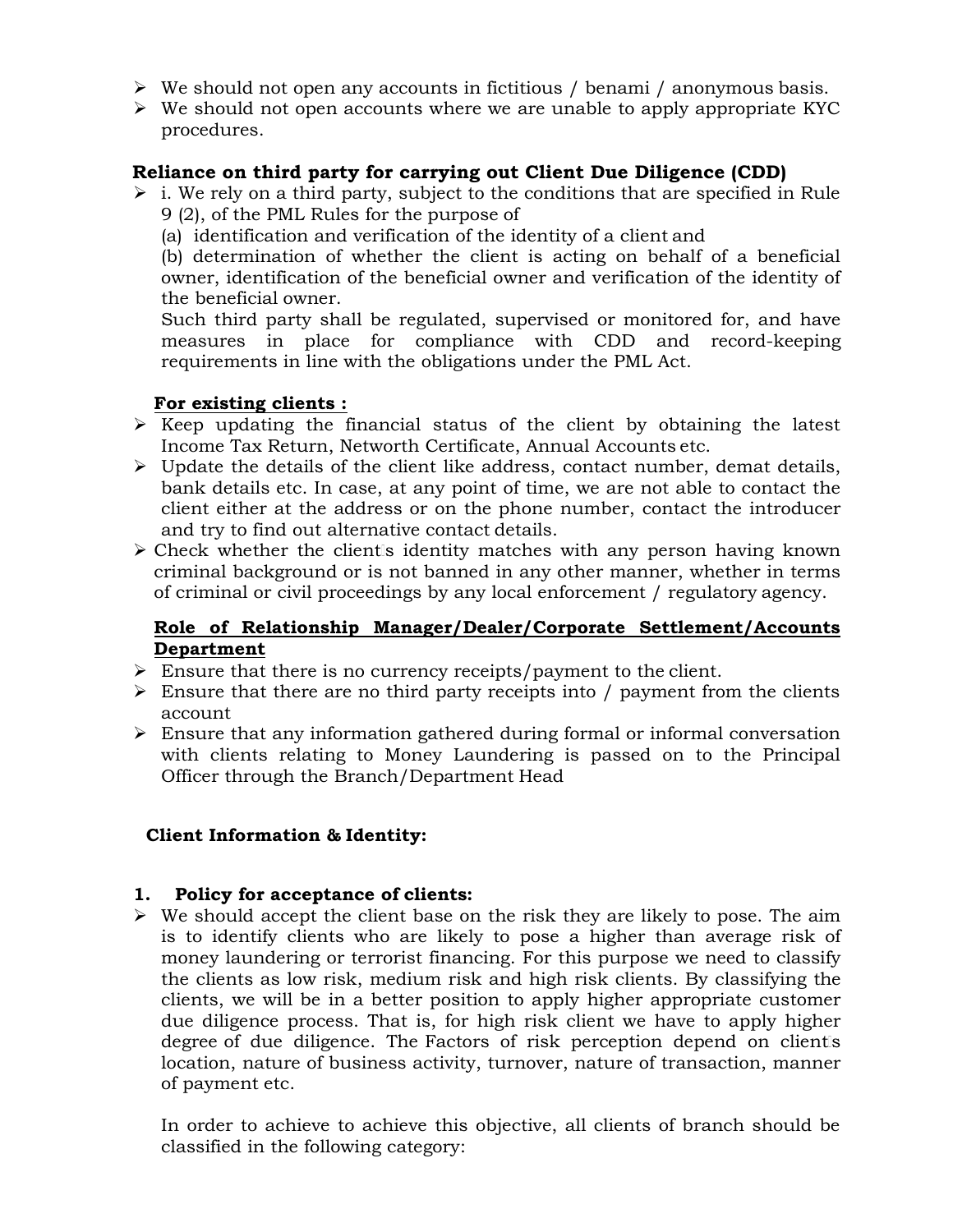- We should not open any accounts in fictitious / benami / anonymous basis.
- We should not open accounts where we are unable to apply appropriate KYC procedures.

**Reliance on third party for carrying out Client Due Diligence (CDD)**

- i. We rely on a third party, subject to the conditions that are specified in Rule 9 (2), of the PML Rules for the purpose of
  (a) identification and verification of the identity of a client and
  (b) determination of whether the client is acting on behalf of a beneficial owner, identification of the beneficial owner and verification of the identity of the beneficial owner.
  Such third party shall be regulated, supervised or monitored for, and have measures in place for compliance with CDD and record-keeping requirements in line with the obligations under the PML Act.

**For existing clients :**

- Keep updating the financial status of the client by obtaining the latest Income Tax Return, Networth Certificate, Annual Accounts etc.
- Update the details of the client like address, contact number, demat details, bank details etc. In case, at any point of time, we are not able to contact the client either at the address or on the phone number, contact the introducer and try to find out alternative contact details.
- Check whether the client's identity matches with any person having known criminal background or is not banned in any other manner, whether in terms of criminal or civil proceedings by any local enforcement / regulatory agency.

**Role of Relationship Manager/Dealer/Corporate Settlement/Accounts Department**

- Ensure that there is no currency receipts/payment to the client.
- Ensure that there are no third party receipts into / payment from the clients account
- Ensure that any information gathered during formal or informal conversation with clients relating to Money Laundering is passed on to the Principal Officer through the Branch/Department Head

**Client Information & Identity:**

**1. Policy for acceptance of clients:**

- We should accept the client base on the risk they are likely to pose. The aim is to identify clients who are likely to pose a higher than average risk of money laundering or terrorist financing. For this purpose we need to classify the clients as low risk, medium risk and high risk clients. By classifying the clients, we will be in a better position to apply higher appropriate customer due diligence process. That is, for high risk client we have to apply higher degree of due diligence. The Factors of risk perception depend on client's location, nature of business activity, turnover, nature of transaction, manner of payment etc.

  In order to achieve to achieve this objective, all clients of branch should be classified in the following category: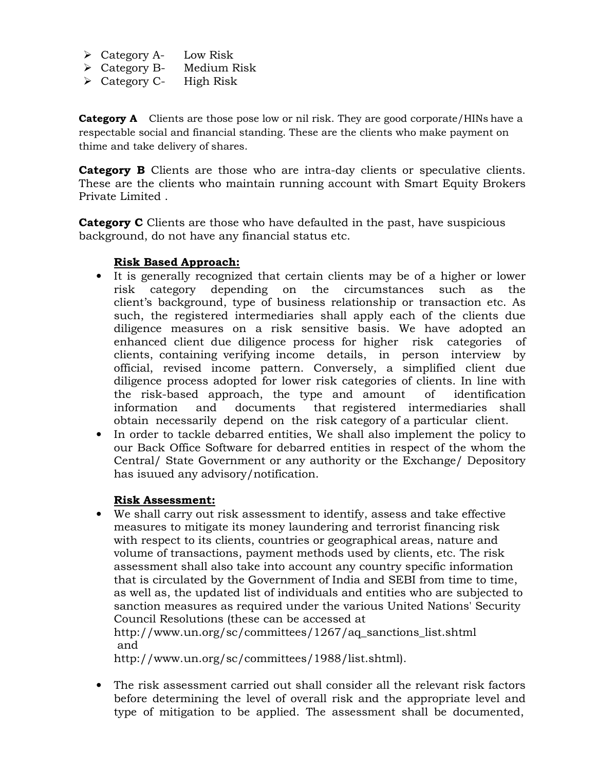- Category A- Low Risk
- Category B- Medium Risk
- Category C- High Risk

**Category A** Clients are those pose low or nil risk. They are good corporate/HINs have a respectable social and financial standing. These are the clients who make payment on thime and take delivery of shares.

**Category B** Clients are those who are intra-day clients or speculative clients. These are the clients who maintain running account with Smart Equity Brokers Private Limited .

**Category C** Clients are those who have defaulted in the past, have suspicious background, do not have any financial status etc.

**Risk Based Approach:**

- It is generally recognized that certain clients may be of a higher or lower risk category depending on the circumstances such as the client's background, type of business relationship or transaction etc. As such, the registered intermediaries shall apply each of the clients due diligence measures on a risk sensitive basis. We have adopted an enhanced client due diligence process for higher risk categories of clients, containing verifying income details, in person interview by official, revised income pattern. Conversely, a simplified client due diligence process adopted for lower risk categories of clients. In line with the risk-based approach, the type and amount of identification information and documents that registered intermediaries shall obtain necessarily depend on the risk category of a particular client.
- In order to tackle debarred entities, We shall also implement the policy to our Back Office Software for debarred entities in respect of the whom the Central/ State Government or any authority or the Exchange/ Depository has isuued any advisory/notification.

**Risk Assessment:**

- We shall carry out risk assessment to identify, assess and take effective measures to mitigate its money laundering and terrorist financing risk with respect to its clients, countries or geographical areas, nature and volume of transactions, payment methods used by clients, etc. The risk assessment shall also take into account any country specific information that is circulated by the Government of India and SEBI from time to time, as well as, the updated list of individuals and entities who are subjected to sanction measures as required under the various United Nations' Security Council Resolutions (these can be accessed at http://www.un.org/sc/committees/1267/aq_sanctions_list.shtml and http://www.un.org/sc/committees/1988/list.shtml).

- The risk assessment carried out shall consider all the relevant risk factors before determining the level of overall risk and the appropriate level and type of mitigation to be applied. The assessment shall be documented,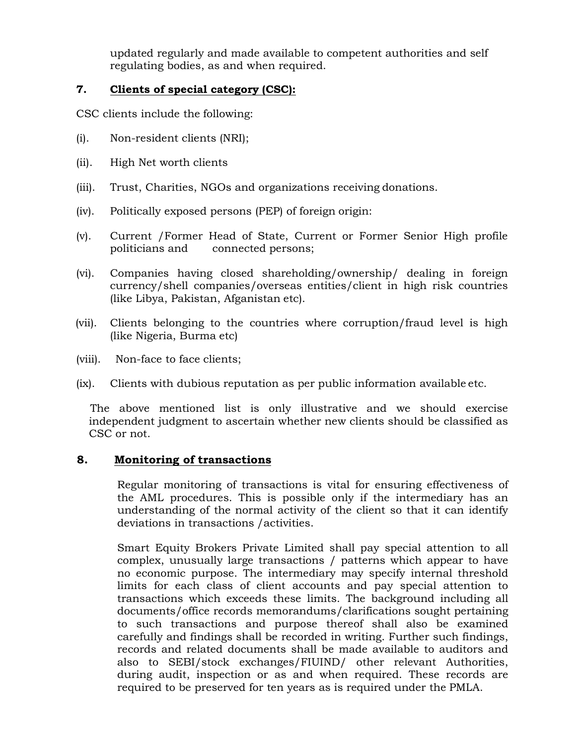updated regularly and made available to competent authorities and self regulating bodies, as and when required.

### 7. Clients of special category (CSC):

CSC clients include the following:

(i). Non-resident clients (NRI);

(ii). High Net worth clients

(iii). Trust, Charities, NGOs and organizations receiving donations.

(iv). Politically exposed persons (PEP) of foreign origin:

(v). Current /Former Head of State, Current or Former Senior High profile politicians and connected persons;

(vi). Companies having closed shareholding/ownership/ dealing in foreign currency/shell companies/overseas entities/client in high risk countries (like Libya, Pakistan, Afganistan etc).

(vii). Clients belonging to the countries where corruption/fraud level is high (like Nigeria, Burma etc)

(viii). Non-face to face clients;

(ix). Clients with dubious reputation as per public information available etc.

The above mentioned list is only illustrative and we should exercise independent judgment to ascertain whether new clients should be classified as CSC or not.

### 8. Monitoring of transactions

Regular monitoring of transactions is vital for ensuring effectiveness of the AML procedures. This is possible only if the intermediary has an understanding of the normal activity of the client so that it can identify deviations in transactions /activities.

Smart Equity Brokers Private Limited shall pay special attention to all complex, unusually large transactions / patterns which appear to have no economic purpose. The intermediary may specify internal threshold limits for each class of client accounts and pay special attention to transactions which exceeds these limits. The background including all documents/office records memorandums/clarifications sought pertaining to such transactions and purpose thereof shall also be examined carefully and findings shall be recorded in writing. Further such findings, records and related documents shall be made available to auditors and also to SEBI/stock exchanges/FIUIND/ other relevant Authorities, during audit, inspection or as and when required. These records are required to be preserved for ten years as is required under the PMLA.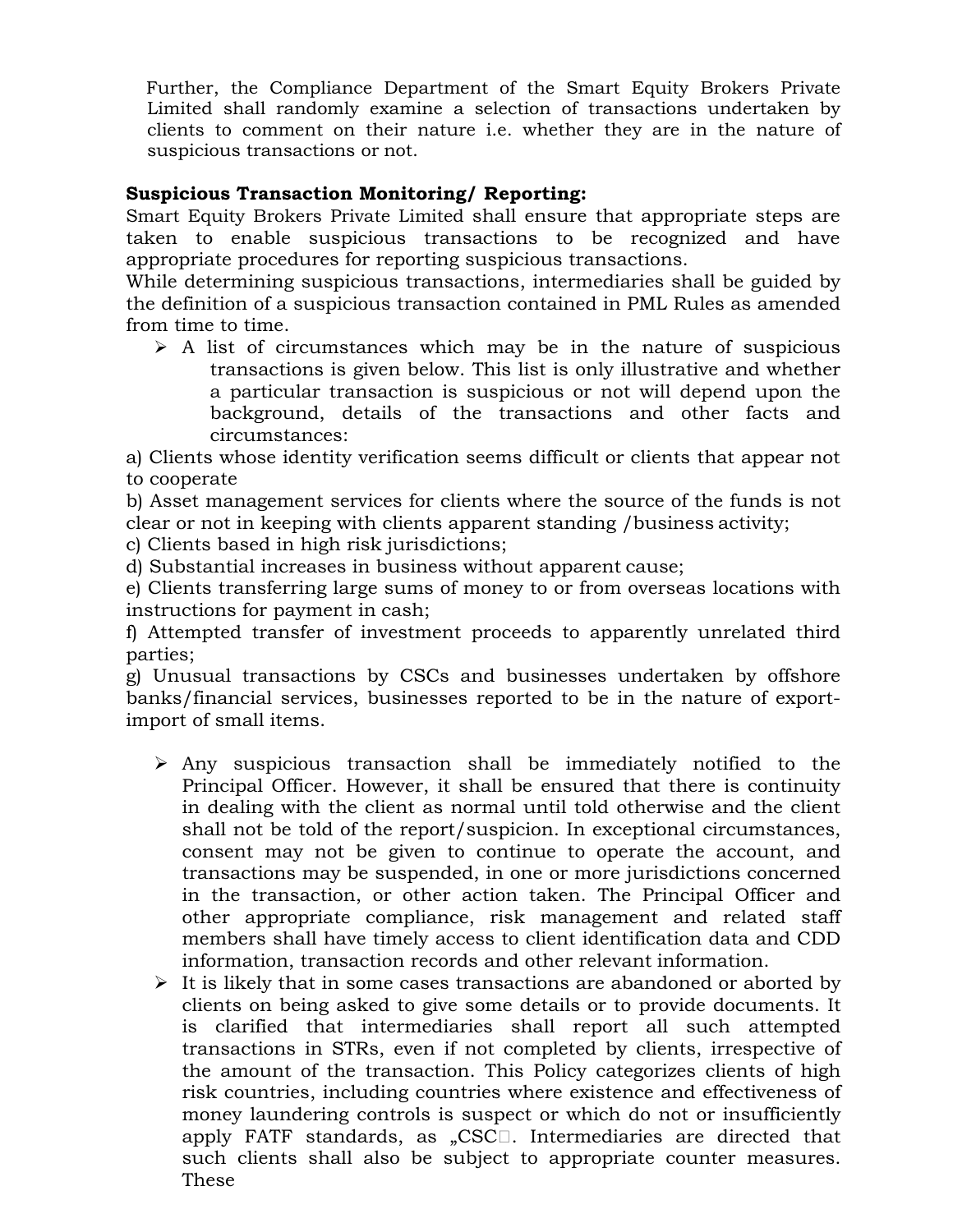Further, the Compliance Department of the Smart Equity Brokers Private Limited shall randomly examine a selection of transactions undertaken by clients to comment on their nature i.e. whether they are in the nature of suspicious transactions or not.

**Suspicious Transaction Monitoring/ Reporting:**

Smart Equity Brokers Private Limited shall ensure that appropriate steps are taken to enable suspicious transactions to be recognized and have appropriate procedures for reporting suspicious transactions.

While determining suspicious transactions, intermediaries shall be guided by the definition of a suspicious transaction contained in PML Rules as amended from time to time.

- A list of circumstances which may be in the nature of suspicious transactions is given below. This list is only illustrative and whether a particular transaction is suspicious or not will depend upon the background, details of the transactions and other facts and circumstances:

a) Clients whose identity verification seems difficult or clients that appear not to cooperate

b) Asset management services for clients where the source of the funds is not clear or not in keeping with clients apparent standing /business activity;

c) Clients based in high risk jurisdictions;

d) Substantial increases in business without apparent cause;

e) Clients transferring large sums of money to or from overseas locations with instructions for payment in cash;

f) Attempted transfer of investment proceeds to apparently unrelated third parties;

g) Unusual transactions by CSCs and businesses undertaken by offshore banks/financial services, businesses reported to be in the nature of export-import of small items.

- Any suspicious transaction shall be immediately notified to the Principal Officer. However, it shall be ensured that there is continuity in dealing with the client as normal until told otherwise and the client shall not be told of the report/suspicion. In exceptional circumstances, consent may not be given to continue to operate the account, and transactions may be suspended, in one or more jurisdictions concerned in the transaction, or other action taken. The Principal Officer and other appropriate compliance, risk management and related staff members shall have timely access to client identification data and CDD information, transaction records and other relevant information.
- It is likely that in some cases transactions are abandoned or aborted by clients on being asked to give some details or to provide documents. It is clarified that intermediaries shall report all such attempted transactions in STRs, even if not completed by clients, irrespective of the amount of the transaction. This Policy categorizes clients of high risk countries, including countries where existence and effectiveness of money laundering controls is suspect or which do not or insufficiently apply FATF standards, as „CSC". Intermediaries are directed that such clients shall also be subject to appropriate counter measures. These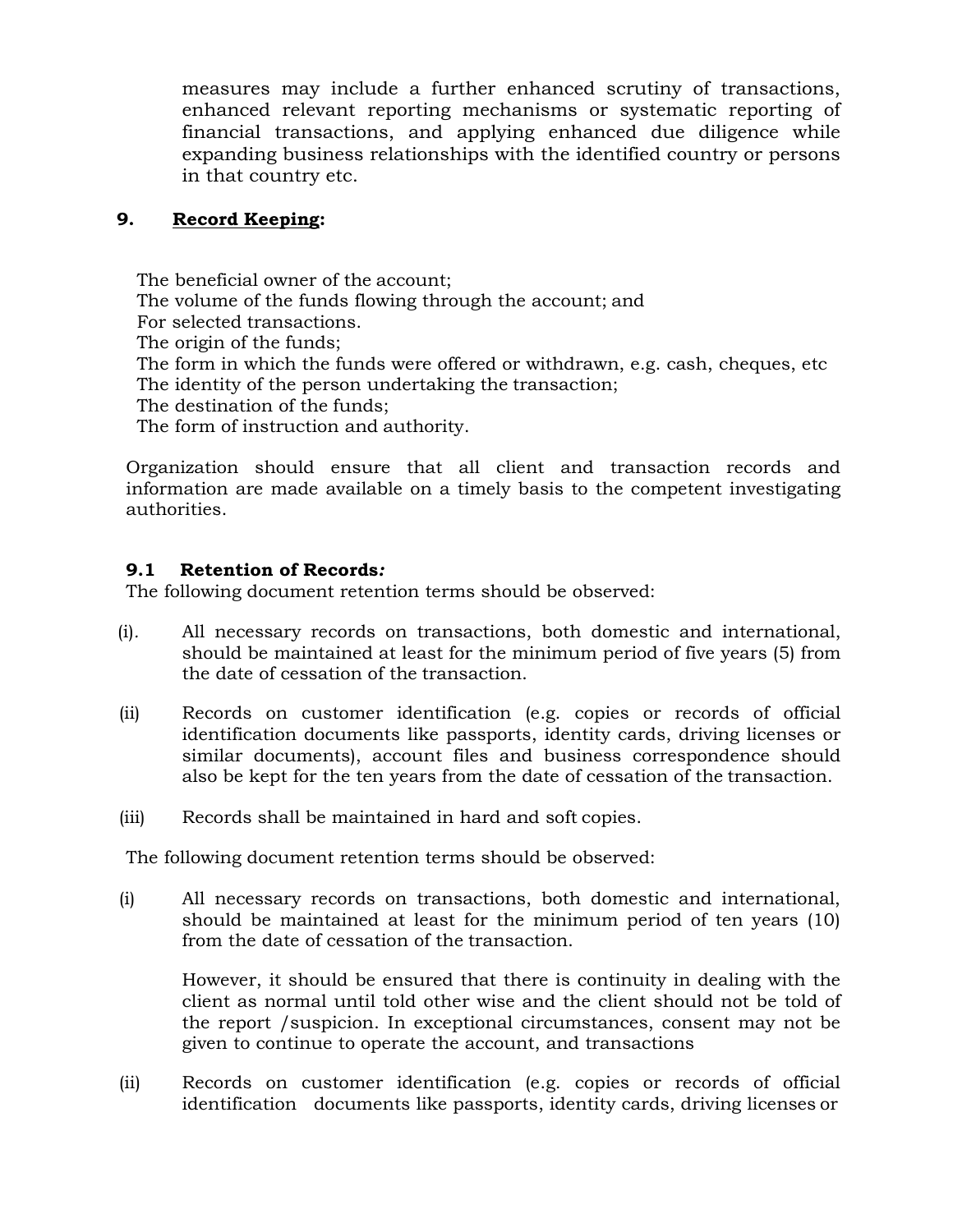measures may include a further enhanced scrutiny of transactions, enhanced relevant reporting mechanisms or systematic reporting of financial transactions, and applying enhanced due diligence while expanding business relationships with the identified country or persons in that country etc.

## 9. <u>Record Keeping</u>:

The beneficial owner of the account;
The volume of the funds flowing through the account; and
For selected transactions.
The origin of the funds;
The form in which the funds were offered or withdrawn, e.g. cash, cheques, etc
The identity of the person undertaking the transaction;
The destination of the funds;
The form of instruction and authority.

Organization should ensure that all client and transaction records and information are made available on a timely basis to the competent investigating authorities.

### 9.1 Retention of Records*:*

The following document retention terms should be observed:

(i). All necessary records on transactions, both domestic and international, should be maintained at least for the minimum period of five years (5) from the date of cessation of the transaction.

(ii) Records on customer identification (e.g. copies or records of official identification documents like passports, identity cards, driving licenses or similar documents), account files and business correspondence should also be kept for the ten years from the date of cessation of the transaction.

(iii) Records shall be maintained in hard and soft copies.

The following document retention terms should be observed:

(i) All necessary records on transactions, both domestic and international, should be maintained at least for the minimum period of ten years (10) from the date of cessation of the transaction.

However, it should be ensured that there is continuity in dealing with the client as normal until told other wise and the client should not be told of the report /suspicion. In exceptional circumstances, consent may not be given to continue to operate the account, and transactions

(ii) Records on customer identification (e.g. copies or records of official identification documents like passports, identity cards, driving licenses or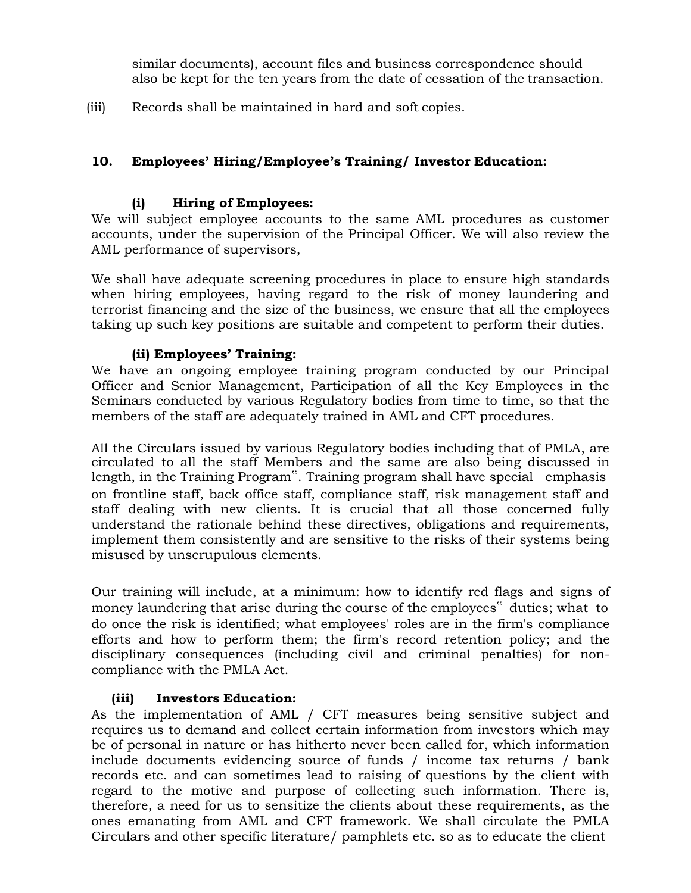similar documents), account files and business correspondence should also be kept for the ten years from the date of cessation of the transaction.

(iii) Records shall be maintained in hard and soft copies.

## 10. Employees' Hiring/Employee's Training/ Investor Education:

### (i) Hiring of Employees:

We will subject employee accounts to the same AML procedures as customer accounts, under the supervision of the Principal Officer. We will also review the AML performance of supervisors,

We shall have adequate screening procedures in place to ensure high standards when hiring employees, having regard to the risk of money laundering and terrorist financing and the size of the business, we ensure that all the employees taking up such key positions are suitable and competent to perform their duties.

### (ii) Employees' Training:

We have an ongoing employee training program conducted by our Principal Officer and Senior Management, Participation of all the Key Employees in the Seminars conducted by various Regulatory bodies from time to time, so that the members of the staff are adequately trained in AML and CFT procedures.

All the Circulars issued by various Regulatory bodies including that of PMLA, are circulated to all the staff Members and the same are also being discussed in length, in the Training Program‟. Training program shall have special emphasis on frontline staff, back office staff, compliance staff, risk management staff and staff dealing with new clients. It is crucial that all those concerned fully understand the rationale behind these directives, obligations and requirements, implement them consistently and are sensitive to the risks of their systems being misused by unscrupulous elements.

Our training will include, at a minimum: how to identify red flags and signs of money laundering that arise during the course of the employees‟ duties; what to do once the risk is identified; what employees' roles are in the firm's compliance efforts and how to perform them; the firm's record retention policy; and the disciplinary consequences (including civil and criminal penalties) for non-compliance with the PMLA Act.

### (iii) Investors Education:

As the implementation of AML / CFT measures being sensitive subject and requires us to demand and collect certain information from investors which may be of personal in nature or has hitherto never been called for, which information include documents evidencing source of funds / income tax returns / bank records etc. and can sometimes lead to raising of questions by the client with regard to the motive and purpose of collecting such information. There is, therefore, a need for us to sensitize the clients about these requirements, as the ones emanating from AML and CFT framework. We shall circulate the PMLA Circulars and other specific literature/ pamphlets etc. so as to educate the client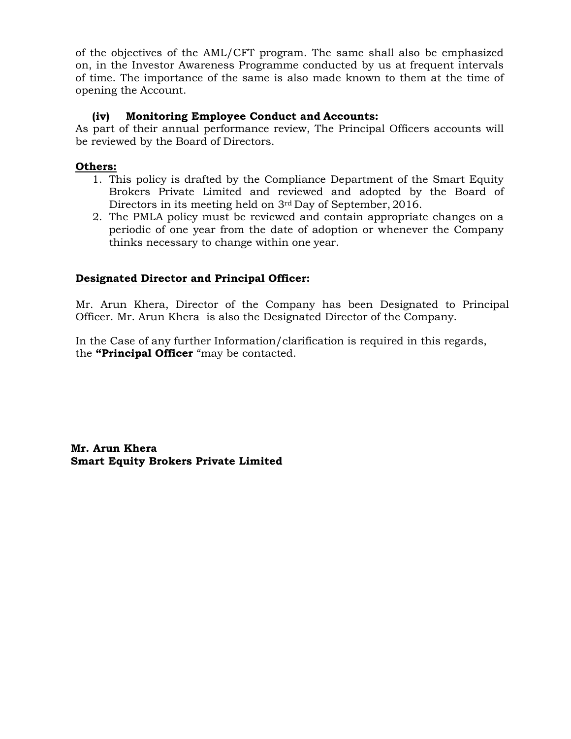of the objectives of the AML/CFT program. The same shall also be emphasized on, in the Investor Awareness Programme conducted by us at frequent intervals of time. The importance of the same is also made known to them at the time of opening the Account.

**(iv) Monitoring Employee Conduct and Accounts:**

As part of their annual performance review, The Principal Officers accounts will be reviewed by the Board of Directors.

**Others:**

1. This policy is drafted by the Compliance Department of the Smart Equity Brokers Private Limited and reviewed and adopted by the Board of Directors in its meeting held on 3rd Day of September, 2016.
2. The PMLA policy must be reviewed and contain appropriate changes on a periodic of one year from the date of adoption or whenever the Company thinks necessary to change within one year.

**Designated Director and Principal Officer:**

Mr. Arun Khera, Director of the Company has been Designated to Principal Officer. Mr. Arun Khera is also the Designated Director of the Company.

In the Case of any further Information/clarification is required in this regards, the **"Principal Officer** "may be contacted.

**Mr. Arun Khera**
**Smart Equity Brokers Private Limited**